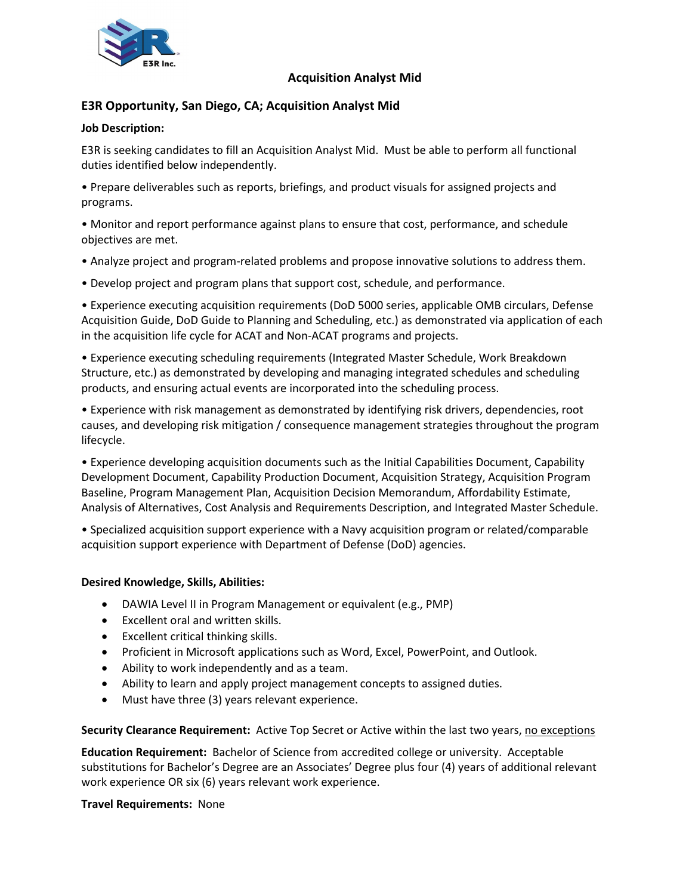# Acquisition Analyst Mid

## E3R Opportunity, San Diego, CA; Acquisition Analyst Mid

**Job Description:**

E3R is seeking candidates to fill an Acquisition Analyst Mid. Must be able to perform all functional duties identified below independently.

• Prepare deliverables such as reports, briefings, and product visuals for assigned projects and programs.

• Monitor and report performance against plans to ensure that cost, performance, and schedule objectives are met.

• Analyze project and program-related problems and propose innovative solutions to address them.

• Develop project and program plans that support cost, schedule, and performance.

• Experience executing acquisition requirements (DoD 5000 series, applicable OMB circulars, Defense Acquisition Guide, DoD Guide to Planning and Scheduling, etc.) as demonstrated via application of each in the acquisition life cycle for ACAT and Non-ACAT programs and projects.

• Experience executing scheduling requirements (Integrated Master Schedule, Work Breakdown Structure, etc.) as demonstrated by developing and managing integrated schedules and scheduling products, and ensuring actual events are incorporated into the scheduling process.

• Experience with risk management as demonstrated by identifying risk drivers, dependencies, root causes, and developing risk mitigation / consequence management strategies throughout the program lifecycle.

• Experience developing acquisition documents such as the Initial Capabilities Document, Capability Development Document, Capability Production Document, Acquisition Strategy, Acquisition Program Baseline, Program Management Plan, Acquisition Decision Memorandum, Affordability Estimate, Analysis of Alternatives, Cost Analysis and Requirements Description, and Integrated Master Schedule.

• Specialized acquisition support experience with a Navy acquisition program or related/comparable acquisition support experience with Department of Defense (DoD) agencies.

**Desired Knowledge, Skills, Abilities:**

- DAWIA Level II in Program Management or equivalent (e.g., PMP)
- Excellent oral and written skills.
- Excellent critical thinking skills.
- Proficient in Microsoft applications such as Word, Excel, PowerPoint, and Outlook.
- Ability to work independently and as a team.
- Ability to learn and apply project management concepts to assigned duties.
- Must have three (3) years relevant experience.

**Security Clearance Requirement:** Active Top Secret or Active within the last two years, no exceptions

**Education Requirement:** Bachelor of Science from accredited college or university. Acceptable substitutions for Bachelor's Degree are an Associates' Degree plus four (4) years of additional relevant work experience OR six (6) years relevant work experience.

**Travel Requirements:** None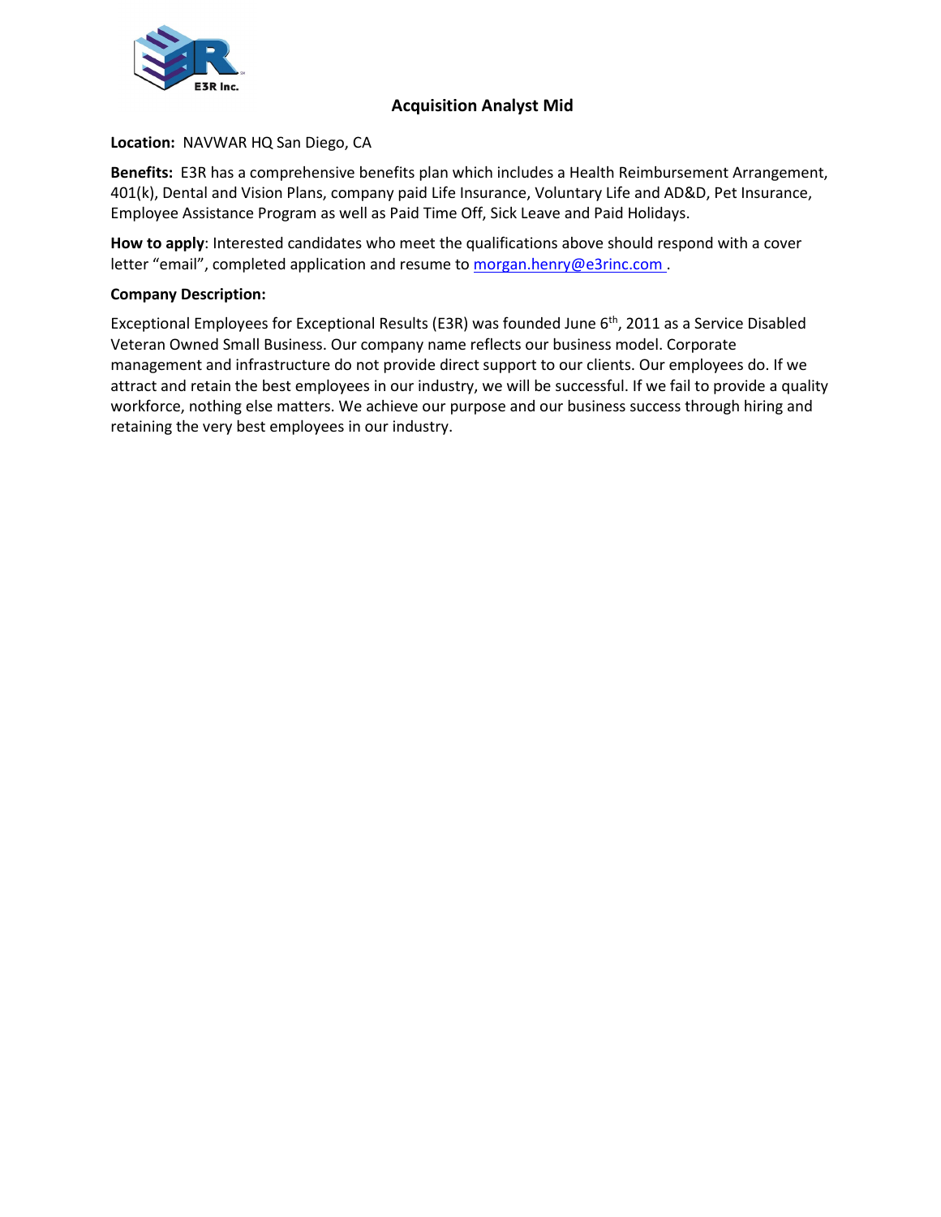## Acquisition Analyst Mid

**Location:** NAVWAR HQ San Diego, CA

**Benefits:** E3R has a comprehensive benefits plan which includes a Health Reimbursement Arrangement, 401(k), Dental and Vision Plans, company paid Life Insurance, Voluntary Life and AD&D, Pet Insurance, Employee Assistance Program as well as Paid Time Off, Sick Leave and Paid Holidays.

**How to apply**: Interested candidates who meet the qualifications above should respond with a cover letter "email", completed application and resume to morgan.henry@e3rinc.com .

**Company Description:**

Exceptional Employees for Exceptional Results (E3R) was founded June 6th, 2011 as a Service Disabled Veteran Owned Small Business. Our company name reflects our business model. Corporate management and infrastructure do not provide direct support to our clients. Our employees do. If we attract and retain the best employees in our industry, we will be successful. If we fail to provide a quality workforce, nothing else matters. We achieve our purpose and our business success through hiring and retaining the very best employees in our industry.